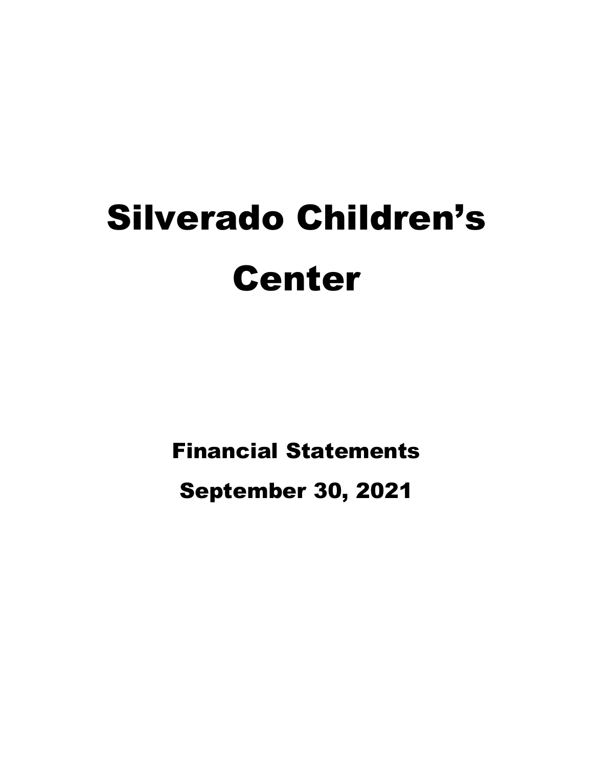# Silverado Children's Center

## Financial Statements

## September 30, 2021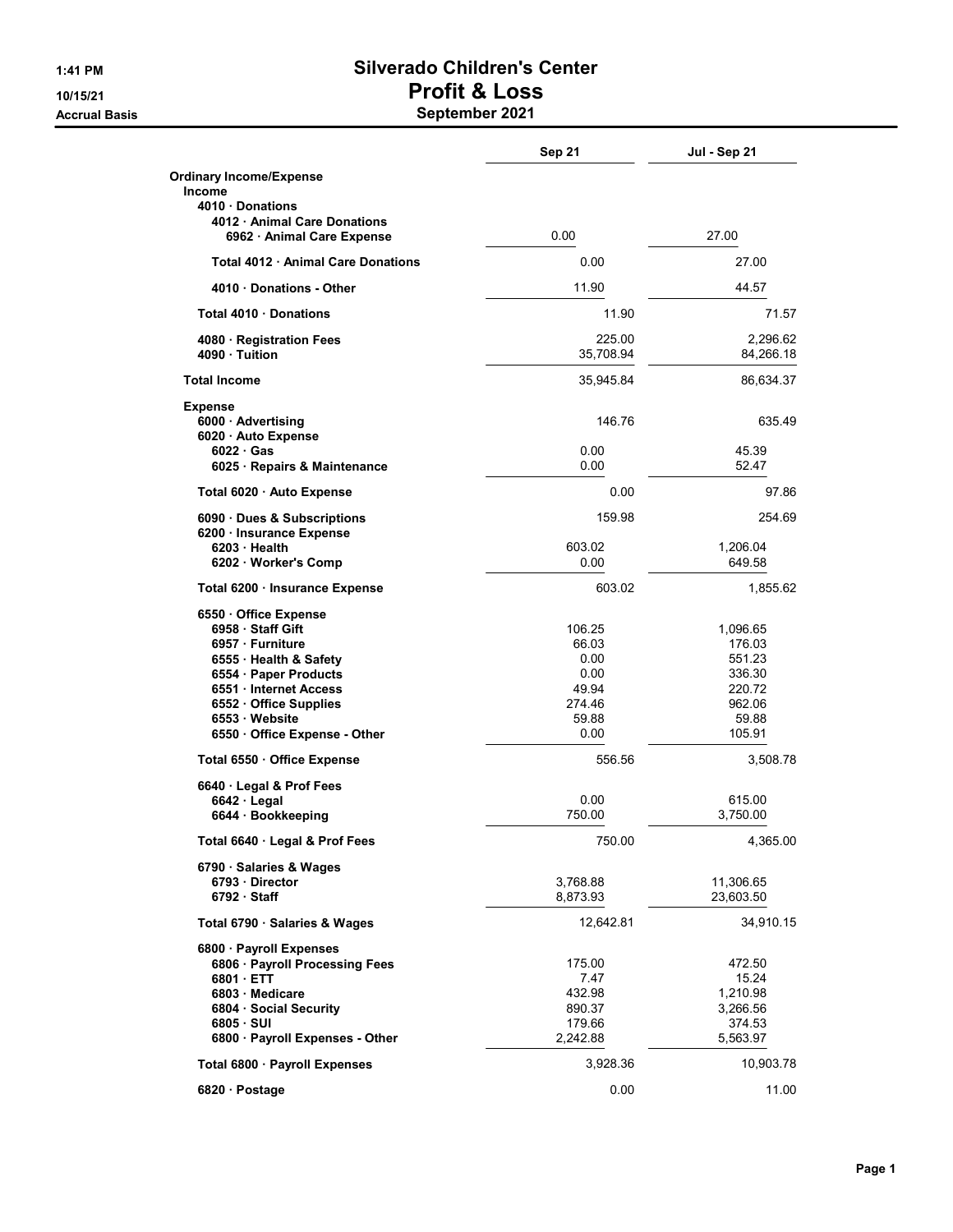# Silverado Children's Center

## Profit & Loss

### September 2021

1:41 PM
10/15/21
Accrual Basis

| | Sep 21 | Jul - Sep 21 |
|---|---|---|
| **Ordinary Income/Expense** | | |
| **Income** | | |
| **4010 · Donations** | | |
| **4012 · Animal Care Donations** | | |
| **6962 · Animal Care Expense** | 0.00 | 27.00 |
| **Total 4012 · Animal Care Donations** | 0.00 | 27.00 |
| **4010 · Donations - Other** | 11.90 | 44.57 |
| **Total 4010 · Donations** | 11.90 | 71.57 |
| **4080 · Registration Fees** | 225.00 | 2,296.62 |
| **4090 · Tuition** | 35,708.94 | 84,266.18 |
| **Total Income** | 35,945.84 | 86,634.37 |
| **Expense** | | |
| **6000 · Advertising** | 146.76 | 635.49 |
| **6020 · Auto Expense** | | |
| **6022 · Gas** | 0.00 | 45.39 |
| **6025 · Repairs & Maintenance** | 0.00 | 52.47 |
| **Total 6020 · Auto Expense** | 0.00 | 97.86 |
| **6090 · Dues & Subscriptions** | 159.98 | 254.69 |
| **6200 · Insurance Expense** | | |
| **6203 · Health** | 603.02 | 1,206.04 |
| **6202 · Worker's Comp** | 0.00 | 649.58 |
| **Total 6200 · Insurance Expense** | 603.02 | 1,855.62 |
| **6550 · Office Expense** | | |
| **6958 · Staff Gift** | 106.25 | 1,096.65 |
| **6957 · Furniture** | 66.03 | 176.03 |
| **6555 · Health & Safety** | 0.00 | 551.23 |
| **6554 · Paper Products** | 0.00 | 336.30 |
| **6551 · Internet Access** | 49.94 | 220.72 |
| **6552 · Office Supplies** | 274.46 | 962.06 |
| **6553 · Website** | 59.88 | 59.88 |
| **6550 · Office Expense - Other** | 0.00 | 105.91 |
| **Total 6550 · Office Expense** | 556.56 | 3,508.78 |
| **6640 · Legal & Prof Fees** | | |
| **6642 · Legal** | 0.00 | 615.00 |
| **6644 · Bookkeeping** | 750.00 | 3,750.00 |
| **Total 6640 · Legal & Prof Fees** | 750.00 | 4,365.00 |
| **6790 · Salaries & Wages** | | |
| **6793 · Director** | 3,768.88 | 11,306.65 |
| **6792 · Staff** | 8,873.93 | 23,603.50 |
| **Total 6790 · Salaries & Wages** | 12,642.81 | 34,910.15 |
| **6800 · Payroll Expenses** | | |
| **6806 · Payroll Processing Fees** | 175.00 | 472.50 |
| **6801 · ETT** | 7.47 | 15.24 |
| **6803 · Medicare** | 432.98 | 1,210.98 |
| **6804 · Social Security** | 890.37 | 3,266.56 |
| **6805 · SUI** | 179.66 | 374.53 |
| **6800 · Payroll Expenses - Other** | 2,242.88 | 5,563.97 |
| **Total 6800 · Payroll Expenses** | 3,928.36 | 10,903.78 |
| **6820 · Postage** | 0.00 | 11.00 |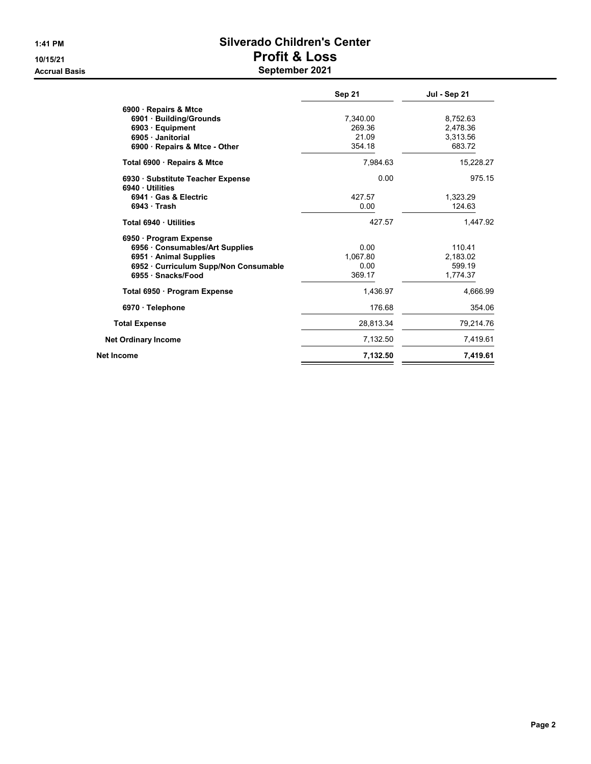# Silverado Children's Center

## Profit & Loss

### September 2021

1:41 PM
10/15/21
Accrual Basis

| | Sep 21 | Jul - Sep 21 |
|---|---|---|
| 6900 · Repairs & Mtce | | |
| 6901 · Building/Grounds | 7,340.00 | 8,752.63 |
| 6903 · Equipment | 269.36 | 2,478.36 |
| 6905 · Janitorial | 21.09 | 3,313.56 |
| 6900 · Repairs & Mtce - Other | 354.18 | 683.72 |
| Total 6900 · Repairs & Mtce | 7,984.63 | 15,228.27 |
| 6930 · Substitute Teacher Expense | 0.00 | 975.15 |
| 6940 · Utilities | | |
| 6941 · Gas & Electric | 427.57 | 1,323.29 |
| 6943 · Trash | 0.00 | 124.63 |
| Total 6940 · Utilities | 427.57 | 1,447.92 |
| 6950 · Program Expense | | |
| 6956 · Consumables/Art Supplies | 0.00 | 110.41 |
| 6951 · Animal Supplies | 1,067.80 | 2,183.02 |
| 6952 · Curriculum Supp/Non Consumable | 0.00 | 599.19 |
| 6955 · Snacks/Food | 369.17 | 1,774.37 |
| Total 6950 · Program Expense | 1,436.97 | 4,666.99 |
| 6970 · Telephone | 176.68 | 354.06 |
| Total Expense | 28,813.34 | 79,214.76 |
| Net Ordinary Income | 7,132.50 | 7,419.61 |
| **Net Income** | **7,132.50** | **7,419.61** |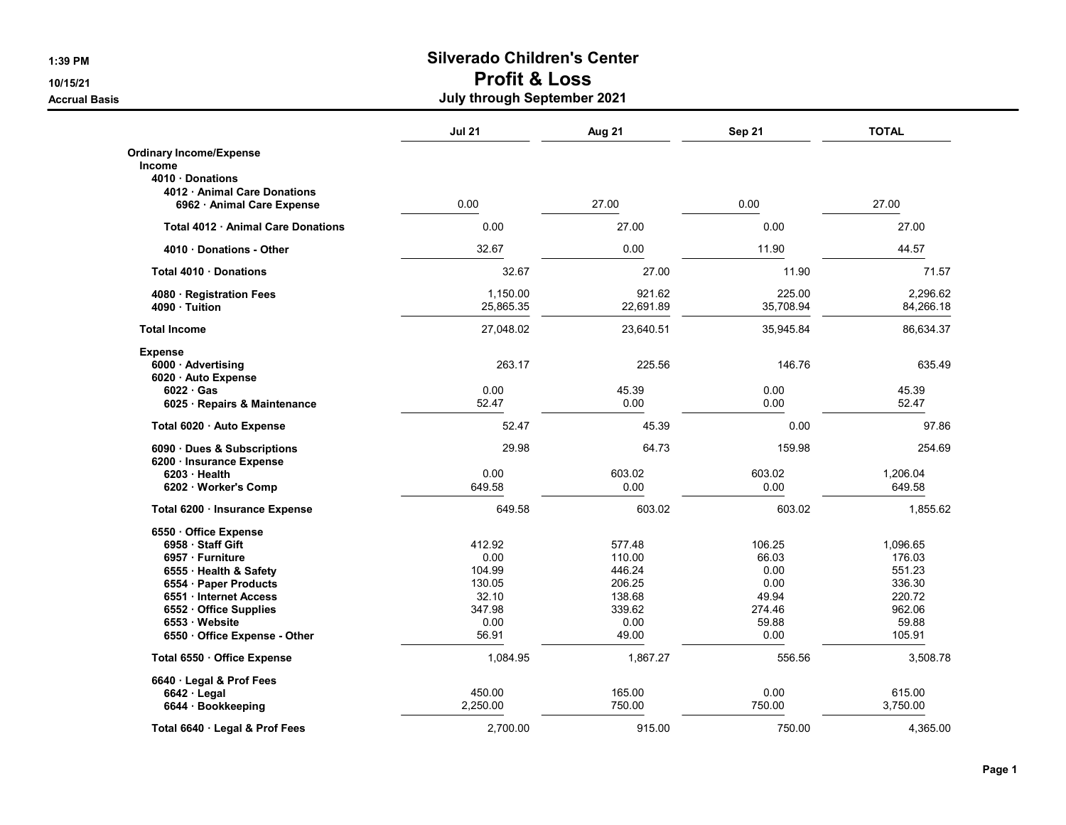# Silverado Children's Center

## Profit & Loss

### July through September 2021

Accrual Basis

| | Jul 21 | Aug 21 | Sep 21 | TOTAL |
|---|---|---|---|---|
| **Ordinary Income/Expense** | | | | |
| **Income** | | | | |
| **4010 · Donations** | | | | |
| **4012 · Animal Care Donations** | | | | |
| **6962 · Animal Care Expense** | 0.00 | 27.00 | 0.00 | 27.00 |
| **Total 4012 · Animal Care Donations** | 0.00 | 27.00 | 0.00 | 27.00 |
| **4010 · Donations - Other** | 32.67 | 0.00 | 11.90 | 44.57 |
| **Total 4010 · Donations** | 32.67 | 27.00 | 11.90 | 71.57 |
| **4080 · Registration Fees** | 1,150.00 | 921.62 | 225.00 | 2,296.62 |
| **4090 · Tuition** | 25,865.35 | 22,691.89 | 35,708.94 | 84,266.18 |
| **Total Income** | 27,048.02 | 23,640.51 | 35,945.84 | 86,634.37 |
| **Expense** | | | | |
| **6000 · Advertising** | 263.17 | 225.56 | 146.76 | 635.49 |
| **6020 · Auto Expense** | | | | |
| **6022 · Gas** | 0.00 | 45.39 | 0.00 | 45.39 |
| **6025 · Repairs & Maintenance** | 52.47 | 0.00 | 0.00 | 52.47 |
| **Total 6020 · Auto Expense** | 52.47 | 45.39 | 0.00 | 97.86 |
| **6090 · Dues & Subscriptions** | 29.98 | 64.73 | 159.98 | 254.69 |
| **6200 · Insurance Expense** | | | | |
| **6203 · Health** | 0.00 | 603.02 | 603.02 | 1,206.04 |
| **6202 · Worker's Comp** | 649.58 | 0.00 | 0.00 | 649.58 |
| **Total 6200 · Insurance Expense** | 649.58 | 603.02 | 603.02 | 1,855.62 |
| **6550 · Office Expense** | | | | |
| **6958 · Staff Gift** | 412.92 | 577.48 | 106.25 | 1,096.65 |
| **6957 · Furniture** | 0.00 | 110.00 | 66.03 | 176.03 |
| **6555 · Health & Safety** | 104.99 | 446.24 | 0.00 | 551.23 |
| **6554 · Paper Products** | 130.05 | 206.25 | 0.00 | 336.30 |
| **6551 · Internet Access** | 32.10 | 138.68 | 49.94 | 220.72 |
| **6552 · Office Supplies** | 347.98 | 339.62 | 274.46 | 962.06 |
| **6553 · Website** | 0.00 | 0.00 | 59.88 | 59.88 |
| **6550 · Office Expense - Other** | 56.91 | 49.00 | 0.00 | 105.91 |
| **Total 6550 · Office Expense** | 1,084.95 | 1,867.27 | 556.56 | 3,508.78 |
| **6640 · Legal & Prof Fees** | | | | |
| **6642 · Legal** | 450.00 | 165.00 | 0.00 | 615.00 |
| **6644 · Bookkeeping** | 2,250.00 | 750.00 | 750.00 | 3,750.00 |
| **Total 6640 · Legal & Prof Fees** | 2,700.00 | 915.00 | 750.00 | 4,365.00 |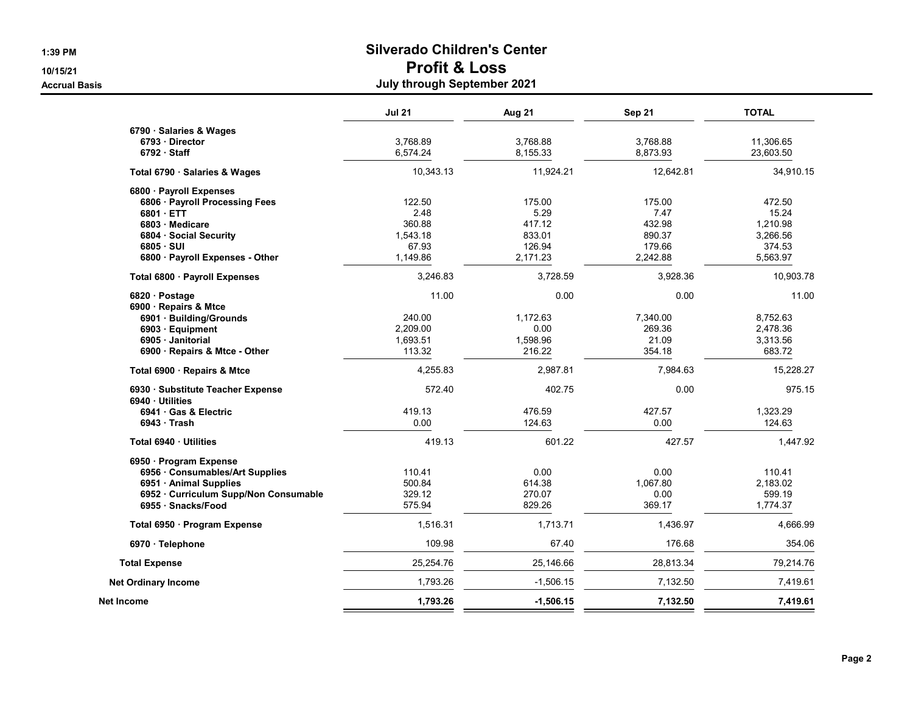# Silverado Children's Center

## Profit & Loss

### July through September 2021

1:39 PM
10/15/21
Accrual Basis

| | Jul 21 | Aug 21 | Sep 21 | TOTAL |
|---|---|---|---|---|
| **6790 · Salaries & Wages** | | | | |
| **6793 · Director** | 3,768.89 | 3,768.88 | 3,768.88 | 11,306.65 |
| **6792 · Staff** | 6,574.24 | 8,155.33 | 8,873.93 | 23,603.50 |
| **Total 6790 · Salaries & Wages** | 10,343.13 | 11,924.21 | 12,642.81 | 34,910.15 |
| **6800 · Payroll Expenses** | | | | |
| **6806 · Payroll Processing Fees** | 122.50 | 175.00 | 175.00 | 472.50 |
| **6801 · ETT** | 2.48 | 5.29 | 7.47 | 15.24 |
| **6803 · Medicare** | 360.88 | 417.12 | 432.98 | 1,210.98 |
| **6804 · Social Security** | 1,543.18 | 833.01 | 890.37 | 3,266.56 |
| **6805 · SUI** | 67.93 | 126.94 | 179.66 | 374.53 |
| **6800 · Payroll Expenses - Other** | 1,149.86 | 2,171.23 | 2,242.88 | 5,563.97 |
| **Total 6800 · Payroll Expenses** | 3,246.83 | 3,728.59 | 3,928.36 | 10,903.78 |
| **6820 · Postage** | 11.00 | 0.00 | 0.00 | 11.00 |
| **6900 · Repairs & Mtce** | | | | |
| **6901 · Building/Grounds** | 240.00 | 1,172.63 | 7,340.00 | 8,752.63 |
| **6903 · Equipment** | 2,209.00 | 0.00 | 269.36 | 2,478.36 |
| **6905 · Janitorial** | 1,693.51 | 1,598.96 | 21.09 | 3,313.56 |
| **6900 · Repairs & Mtce - Other** | 113.32 | 216.22 | 354.18 | 683.72 |
| **Total 6900 · Repairs & Mtce** | 4,255.83 | 2,987.81 | 7,984.63 | 15,228.27 |
| **6930 · Substitute Teacher Expense** | 572.40 | 402.75 | 0.00 | 975.15 |
| **6940 · Utilities** | | | | |
| **6941 · Gas & Electric** | 419.13 | 476.59 | 427.57 | 1,323.29 |
| **6943 · Trash** | 0.00 | 124.63 | 0.00 | 124.63 |
| **Total 6940 · Utilities** | 419.13 | 601.22 | 427.57 | 1,447.92 |
| **6950 · Program Expense** | | | | |
| **6956 · Consumables/Art Supplies** | 110.41 | 0.00 | 0.00 | 110.41 |
| **6951 · Animal Supplies** | 500.84 | 614.38 | 1,067.80 | 2,183.02 |
| **6952 · Curriculum Supp/Non Consumable** | 329.12 | 270.07 | 0.00 | 599.19 |
| **6955 · Snacks/Food** | 575.94 | 829.26 | 369.17 | 1,774.37 |
| **Total 6950 · Program Expense** | 1,516.31 | 1,713.71 | 1,436.97 | 4,666.99 |
| **6970 · Telephone** | 109.98 | 67.40 | 176.68 | 354.06 |
| **Total Expense** | 25,254.76 | 25,146.66 | 28,813.34 | 79,214.76 |
| **Net Ordinary Income** | 1,793.26 | -1,506.15 | 7,132.50 | 7,419.61 |
| **Net Income** | **1,793.26** | **-1,506.15** | **7,132.50** | **7,419.61** |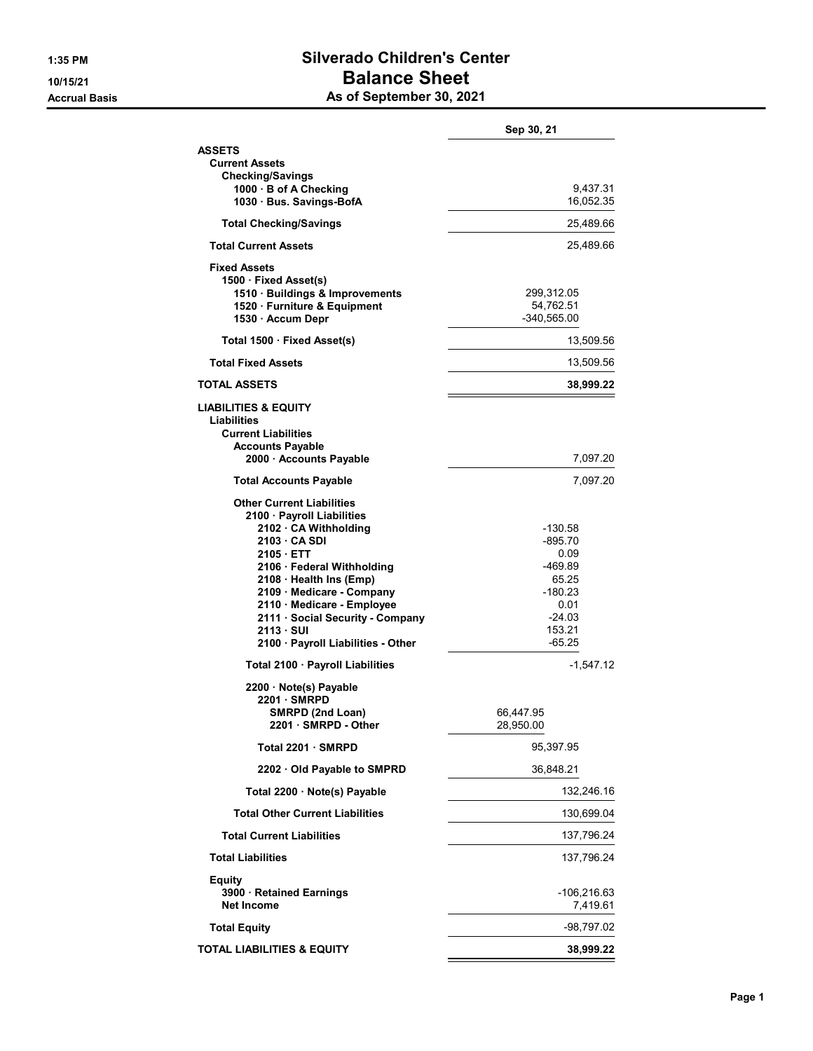1:35 PM
10/15/21
Accrual Basis

# Silverado Children's Center
# Balance Sheet
## As of September 30, 2021

| | | Sep 30, 21 |
|---|---|---|
| **ASSETS** | | |
| **Current Assets** | | |
| **Checking/Savings** | | |
| 1000 · B of A Checking | | 9,437.31 |
| 1030 · Bus. Savings-BofA | | 16,052.35 |
| **Total Checking/Savings** | | 25,489.66 |
| **Total Current Assets** | | 25,489.66 |
| **Fixed Assets** | | |
| 1500 · Fixed Asset(s) | | |
| 1510 · Buildings & Improvements | 299,312.05 | |
| 1520 · Furniture & Equipment | 54,762.51 | |
| 1530 · Accum Depr | -340,565.00 | |
| **Total 1500 · Fixed Asset(s)** | | 13,509.56 |
| **Total Fixed Assets** | | 13,509.56 |
| **TOTAL ASSETS** | | **38,999.22** |
| **LIABILITIES & EQUITY** | | |
| **Liabilities** | | |
| **Current Liabilities** | | |
| **Accounts Payable** | | |
| 2000 · Accounts Payable | | 7,097.20 |
| **Total Accounts Payable** | | 7,097.20 |
| **Other Current Liabilities** | | |
| 2100 · Payroll Liabilities | | |
| 2102 · CA Withholding | -130.58 | |
| 2103 · CA SDI | -895.70 | |
| 2105 · ETT | 0.09 | |
| 2106 · Federal Withholding | -469.89 | |
| 2108 · Health Ins (Emp) | 65.25 | |
| 2109 · Medicare - Company | -180.23 | |
| 2110 · Medicare - Employee | 0.01 | |
| 2111 · Social Security - Company | -24.03 | |
| 2113 · SUI | 153.21 | |
| 2100 · Payroll Liabilities - Other | -65.25 | |
| **Total 2100 · Payroll Liabilities** | | -1,547.12 |
| 2200 · Note(s) Payable | | |
| 2201 · SMRPD | | |
| SMRPD (2nd Loan) | 66,447.95 | |
| 2201 · SMRPD - Other | 28,950.00 | |
| **Total 2201 · SMRPD** | 95,397.95 | |
| 2202 · Old Payable to SMPRD | 36,848.21 | |
| **Total 2200 · Note(s) Payable** | | 132,246.16 |
| **Total Other Current Liabilities** | | 130,699.04 |
| **Total Current Liabilities** | | 137,796.24 |
| **Total Liabilities** | | 137,796.24 |
| **Equity** | | |
| 3900 · Retained Earnings | | -106,216.63 |
| Net Income | | 7,419.61 |
| **Total Equity** | | -98,797.02 |
| **TOTAL LIABILITIES & EQUITY** | | **38,999.22** |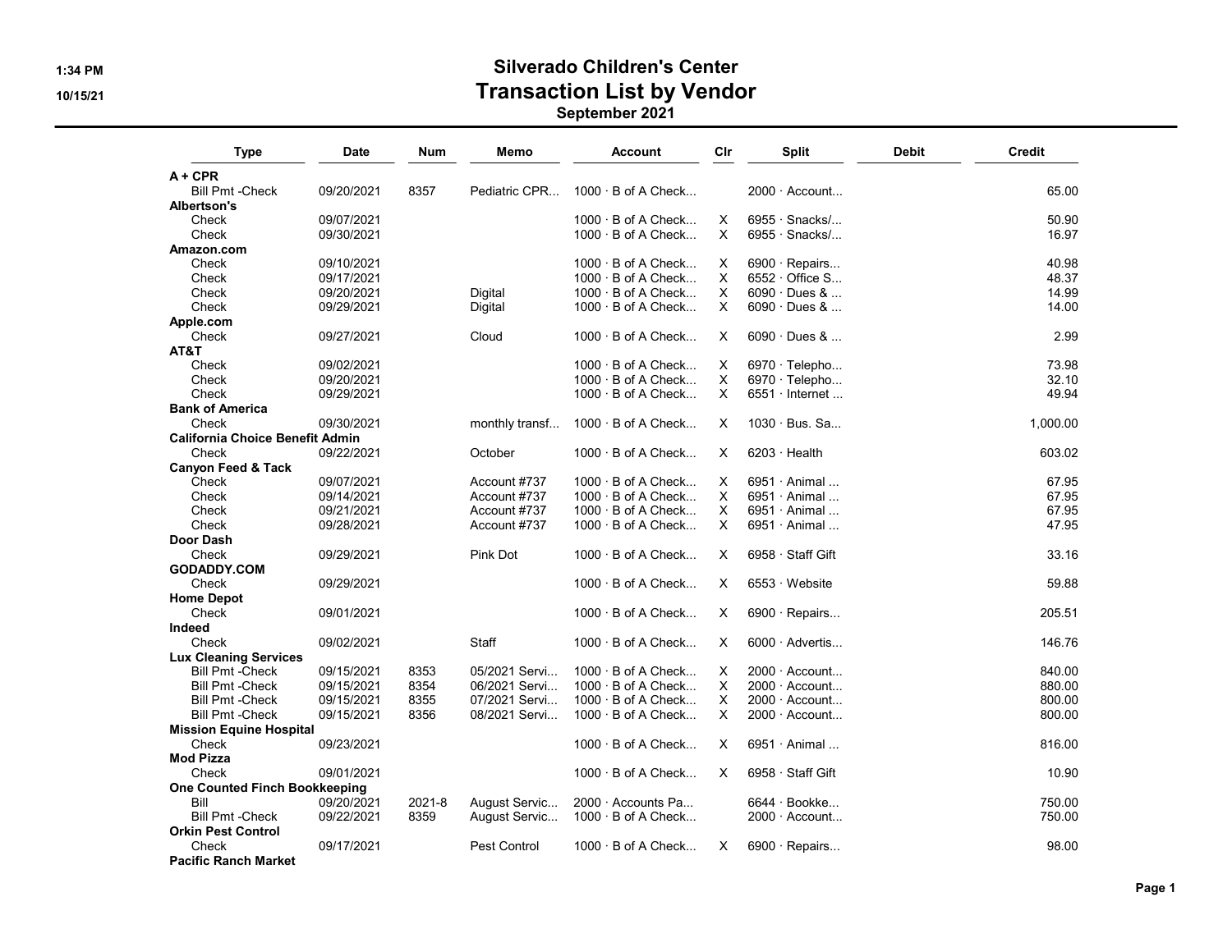# Silverado Children's Center

## Transaction List by Vendor

### September 2021

1:34 PM
10/15/21

| Type | Date | Num | Memo | Account | Clr | Split | Debit | Credit |
|---|---|---|---|---|---|---|---|---|
| **A + CPR** | | | | | | | | |
| Bill Pmt -Check | 09/20/2021 | 8357 | Pediatric CPR... | 1000 · B of A Check... | | 2000 · Account... | | 65.00 |
| **Albertson's** | | | | | | | | |
| Check | 09/07/2021 | | | 1000 · B of A Check... | X | 6955 · Snacks/... | | 50.90 |
| Check | 09/30/2021 | | | 1000 · B of A Check... | X | 6955 · Snacks/... | | 16.97 |
| **Amazon.com** | | | | | | | | |
| Check | 09/10/2021 | | | 1000 · B of A Check... | X | 6900 · Repairs... | | 40.98 |
| Check | 09/17/2021 | | | 1000 · B of A Check... | X | 6552 · Office S... | | 48.37 |
| Check | 09/20/2021 | | Digital | 1000 · B of A Check... | X | 6090 · Dues & ... | | 14.99 |
| Check | 09/29/2021 | | Digital | 1000 · B of A Check... | X | 6090 · Dues & ... | | 14.00 |
| **Apple.com** | | | | | | | | |
| Check | 09/27/2021 | | Cloud | 1000 · B of A Check... | X | 6090 · Dues & ... | | 2.99 |
| **AT&T** | | | | | | | | |
| Check | 09/02/2021 | | | 1000 · B of A Check... | X | 6970 · Telepho... | | 73.98 |
| Check | 09/20/2021 | | | 1000 · B of A Check... | X | 6970 · Telepho... | | 32.10 |
| Check | 09/29/2021 | | | 1000 · B of A Check... | X | 6551 · Internet ... | | 49.94 |
| **Bank of America** | | | | | | | | |
| Check | 09/30/2021 | | monthly transf... | 1000 · B of A Check... | X | 1030 · Bus. Sa... | | 1,000.00 |
| **California Choice Benefit Admin** | | | | | | | | |
| Check | 09/22/2021 | | October | 1000 · B of A Check... | X | 6203 · Health | | 603.02 |
| **Canyon Feed & Tack** | | | | | | | | |
| Check | 09/07/2021 | | Account #737 | 1000 · B of A Check... | X | 6951 · Animal ... | | 67.95 |
| Check | 09/14/2021 | | Account #737 | 1000 · B of A Check... | X | 6951 · Animal ... | | 67.95 |
| Check | 09/21/2021 | | Account #737 | 1000 · B of A Check... | X | 6951 · Animal ... | | 67.95 |
| Check | 09/28/2021 | | Account #737 | 1000 · B of A Check... | X | 6951 · Animal ... | | 47.95 |
| **Door Dash** | | | | | | | | |
| Check | 09/29/2021 | | Pink Dot | 1000 · B of A Check... | X | 6958 · Staff Gift | | 33.16 |
| **GODADDY.COM** | | | | | | | | |
| Check | 09/29/2021 | | | 1000 · B of A Check... | X | 6553 · Website | | 59.88 |
| **Home Depot** | | | | | | | | |
| Check | 09/01/2021 | | | 1000 · B of A Check... | X | 6900 · Repairs... | | 205.51 |
| **Indeed** | | | | | | | | |
| Check | 09/02/2021 | | Staff | 1000 · B of A Check... | X | 6000 · Advertis... | | 146.76 |
| **Lux Cleaning Services** | | | | | | | | |
| Bill Pmt -Check | 09/15/2021 | 8353 | 05/2021 Servi... | 1000 · B of A Check... | X | 2000 · Account... | | 840.00 |
| Bill Pmt -Check | 09/15/2021 | 8354 | 06/2021 Servi... | 1000 · B of A Check... | X | 2000 · Account... | | 880.00 |
| Bill Pmt -Check | 09/15/2021 | 8355 | 07/2021 Servi... | 1000 · B of A Check... | X | 2000 · Account... | | 800.00 |
| Bill Pmt -Check | 09/15/2021 | 8356 | 08/2021 Servi... | 1000 · B of A Check... | X | 2000 · Account... | | 800.00 |
| **Mission Equine Hospital** | | | | | | | | |
| Check | 09/23/2021 | | | 1000 · B of A Check... | X | 6951 · Animal ... | | 816.00 |
| **Mod Pizza** | | | | | | | | |
| Check | 09/01/2021 | | | 1000 · B of A Check... | X | 6958 · Staff Gift | | 10.90 |
| **One Counted Finch Bookkeeping** | | | | | | | | |
| Bill | 09/20/2021 | 2021-8 | August Servic... | 2000 · Accounts Pa... | | 6644 · Bookke... | | 750.00 |
| Bill Pmt -Check | 09/22/2021 | 8359 | August Servic... | 1000 · B of A Check... | | 2000 · Account... | | 750.00 |
| **Orkin Pest Control** | | | | | | | | |
| Check | 09/17/2021 | | Pest Control | 1000 · B of A Check... | X | 6900 · Repairs... | | 98.00 |
| **Pacific Ranch Market** | | | | | | | | |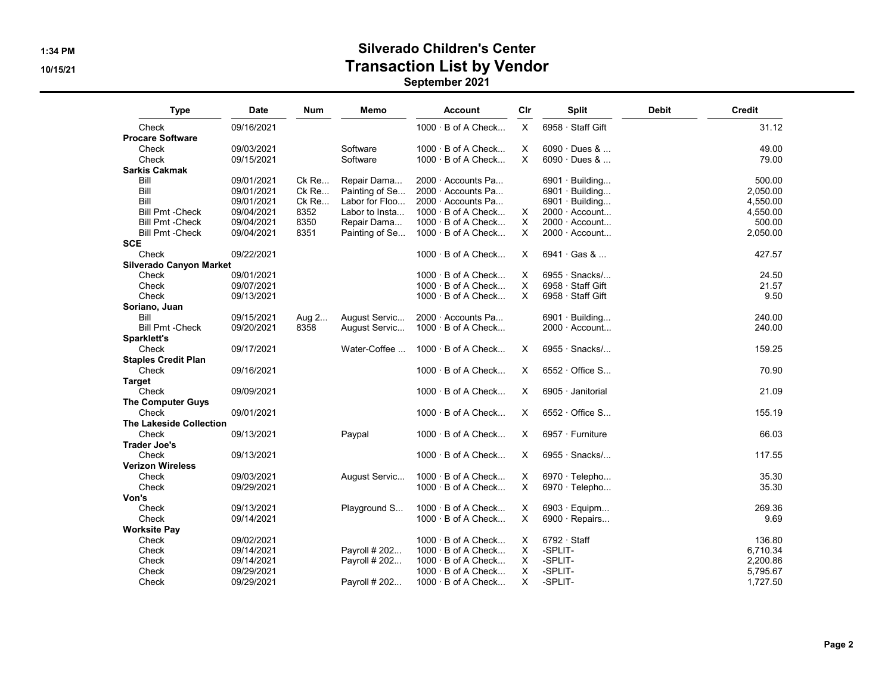# Silverado Children's Center

## Transaction List by Vendor

### September 2021

| Type | Date | Num | Memo | Account | Clr | Split | Debit | Credit |
|---|---|---|---|---|---|---|---|---|
| Check | 09/16/2021 | | | 1000 · B of A Check... | X | 6958 · Staff Gift | | 31.12 |
| **Procare Software** | | | | | | | | |
| Check | 09/03/2021 | | Software | 1000 · B of A Check... | X | 6090 · Dues & ... | | 49.00 |
| Check | 09/15/2021 | | Software | 1000 · B of A Check... | X | 6090 · Dues & ... | | 79.00 |
| **Sarkis Cakmak** | | | | | | | | |
| Bill | 09/01/2021 | Ck Re... | Repair Dama... | 2000 · Accounts Pa... | | 6901 · Building... | | 500.00 |
| Bill | 09/01/2021 | Ck Re... | Painting of Se... | 2000 · Accounts Pa... | | 6901 · Building... | | 2,050.00 |
| Bill | 09/01/2021 | Ck Re... | Labor for Floo... | 2000 · Accounts Pa... | | 6901 · Building... | | 4,550.00 |
| Bill Pmt -Check | 09/04/2021 | 8352 | Labor to Insta... | 1000 · B of A Check... | X | 2000 · Account... | | 4,550.00 |
| Bill Pmt -Check | 09/04/2021 | 8350 | Repair Dama... | 1000 · B of A Check... | X | 2000 · Account... | | 500.00 |
| Bill Pmt -Check | 09/04/2021 | 8351 | Painting of Se... | 1000 · B of A Check... | X | 2000 · Account... | | 2,050.00 |
| **SCE** | | | | | | | | |
| Check | 09/22/2021 | | | 1000 · B of A Check... | X | 6941 · Gas & ... | | 427.57 |
| **Silverado Canyon Market** | | | | | | | | |
| Check | 09/01/2021 | | | 1000 · B of A Check... | X | 6955 · Snacks/... | | 24.50 |
| Check | 09/07/2021 | | | 1000 · B of A Check... | X | 6958 · Staff Gift | | 21.57 |
| Check | 09/13/2021 | | | 1000 · B of A Check... | X | 6958 · Staff Gift | | 9.50 |
| **Soriano, Juan** | | | | | | | | |
| Bill | 09/15/2021 | Aug 2... | August Servic... | 2000 · Accounts Pa... | | 6901 · Building... | | 240.00 |
| Bill Pmt -Check | 09/20/2021 | 8358 | August Servic... | 1000 · B of A Check... | | 2000 · Account... | | 240.00 |
| **Sparklett's** | | | | | | | | |
| Check | 09/17/2021 | | Water-Coffee ... | 1000 · B of A Check... | X | 6955 · Snacks/... | | 159.25 |
| **Staples Credit Plan** | | | | | | | | |
| Check | 09/16/2021 | | | 1000 · B of A Check... | X | 6552 · Office S... | | 70.90 |
| **Target** | | | | | | | | |
| Check | 09/09/2021 | | | 1000 · B of A Check... | X | 6905 · Janitorial | | 21.09 |
| **The Computer Guys** | | | | | | | | |
| Check | 09/01/2021 | | | 1000 · B of A Check... | X | 6552 · Office S... | | 155.19 |
| **The Lakeside Collection** | | | | | | | | |
| Check | 09/13/2021 | | Paypal | 1000 · B of A Check... | X | 6957 · Furniture | | 66.03 |
| **Trader Joe's** | | | | | | | | |
| Check | 09/13/2021 | | | 1000 · B of A Check... | X | 6955 · Snacks/... | | 117.55 |
| **Verizon Wireless** | | | | | | | | |
| Check | 09/03/2021 | | August Servic... | 1000 · B of A Check... | X | 6970 · Telepho... | | 35.30 |
| Check | 09/29/2021 | | | 1000 · B of A Check... | X | 6970 · Telepho... | | 35.30 |
| **Von's** | | | | | | | | |
| Check | 09/13/2021 | | Playground S... | 1000 · B of A Check... | X | 6903 · Equipm... | | 269.36 |
| Check | 09/14/2021 | | | 1000 · B of A Check... | X | 6900 · Repairs... | | 9.69 |
| **Worksite Pay** | | | | | | | | |
| Check | 09/02/2021 | | | 1000 · B of A Check... | X | 6792 · Staff | | 136.80 |
| Check | 09/14/2021 | | Payroll # 202... | 1000 · B of A Check... | X | -SPLIT- | | 6,710.34 |
| Check | 09/14/2021 | | Payroll # 202... | 1000 · B of A Check... | X | -SPLIT- | | 2,200.86 |
| Check | 09/29/2021 | | | 1000 · B of A Check... | X | -SPLIT- | | 5,795.67 |
| Check | 09/29/2021 | | Payroll # 202... | 1000 · B of A Check... | X | -SPLIT- | | 1,727.50 |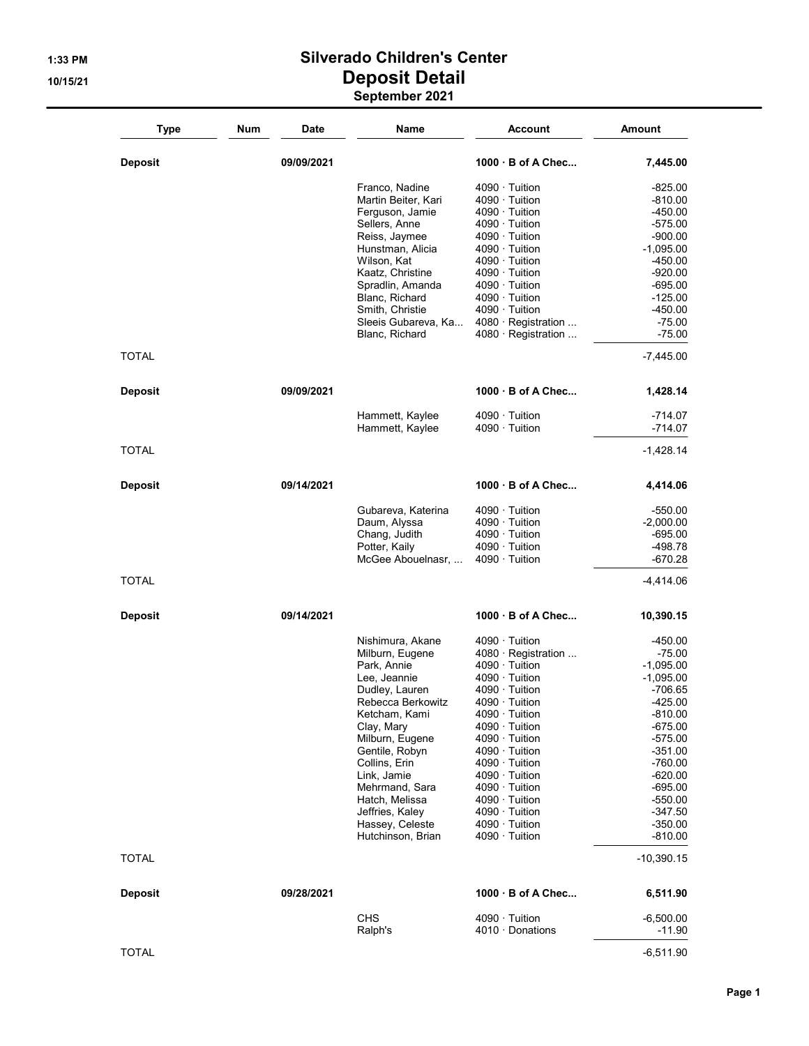# Silverado Children's Center
## Deposit Detail
### September 2021

1:33 PM
10/15/21

| Type | Num | Date | Name | Account | Amount |
|---|---|---|---|---|---|
| **Deposit** | | **09/09/2021** | | **1000 · B of A Chec...** | **7,445.00** |
| | | | Franco, Nadine | 4090 · Tuition | -825.00 |
| | | | Martin Beiter, Kari | 4090 · Tuition | -810.00 |
| | | | Ferguson, Jamie | 4090 · Tuition | -450.00 |
| | | | Sellers, Anne | 4090 · Tuition | -575.00 |
| | | | Reiss, Jaymee | 4090 · Tuition | -900.00 |
| | | | Hunstman, Alicia | 4090 · Tuition | -1,095.00 |
| | | | Wilson, Kat | 4090 · Tuition | -450.00 |
| | | | Kaatz, Christine | 4090 · Tuition | -920.00 |
| | | | Spradlin, Amanda | 4090 · Tuition | -695.00 |
| | | | Blanc, Richard | 4090 · Tuition | -125.00 |
| | | | Smith, Christie | 4090 · Tuition | -450.00 |
| | | | Sleeis Gubareva, Ka... | 4080 · Registration ... | -75.00 |
| | | | Blanc, Richard | 4080 · Registration ... | -75.00 |
| TOTAL | | | | | -7,445.00 |
| **Deposit** | | **09/09/2021** | | **1000 · B of A Chec...** | **1,428.14** |
| | | | Hammett, Kaylee | 4090 · Tuition | -714.07 |
| | | | Hammett, Kaylee | 4090 · Tuition | -714.07 |
| TOTAL | | | | | -1,428.14 |
| **Deposit** | | **09/14/2021** | | **1000 · B of A Chec...** | **4,414.06** |
| | | | Gubareva, Katerina | 4090 · Tuition | -550.00 |
| | | | Daum, Alyssa | 4090 · Tuition | -2,000.00 |
| | | | Chang, Judith | 4090 · Tuition | -695.00 |
| | | | Potter, Kaily | 4090 · Tuition | -498.78 |
| | | | McGee Abouelnasr, ... | 4090 · Tuition | -670.28 |
| TOTAL | | | | | -4,414.06 |
| **Deposit** | | **09/14/2021** | | **1000 · B of A Chec...** | **10,390.15** |
| | | | Nishimura, Akane | 4090 · Tuition | -450.00 |
| | | | Milburn, Eugene | 4080 · Registration ... | -75.00 |
| | | | Park, Annie | 4090 · Tuition | -1,095.00 |
| | | | Lee, Jeannie | 4090 · Tuition | -1,095.00 |
| | | | Dudley, Lauren | 4090 · Tuition | -706.65 |
| | | | Rebecca Berkowitz | 4090 · Tuition | -425.00 |
| | | | Ketcham, Kami | 4090 · Tuition | -810.00 |
| | | | Clay, Mary | 4090 · Tuition | -675.00 |
| | | | Milburn, Eugene | 4090 · Tuition | -575.00 |
| | | | Gentile, Robyn | 4090 · Tuition | -351.00 |
| | | | Collins, Erin | 4090 · Tuition | -760.00 |
| | | | Link, Jamie | 4090 · Tuition | -620.00 |
| | | | Mehrmand, Sara | 4090 · Tuition | -695.00 |
| | | | Hatch, Melissa | 4090 · Tuition | -550.00 |
| | | | Jeffries, Kaley | 4090 · Tuition | -347.50 |
| | | | Hassey, Celeste | 4090 · Tuition | -350.00 |
| | | | Hutchinson, Brian | 4090 · Tuition | -810.00 |
| TOTAL | | | | | -10,390.15 |
| **Deposit** | | **09/28/2021** | | **1000 · B of A Chec...** | **6,511.90** |
| | | | CHS | 4090 · Tuition | -6,500.00 |
| | | | Ralph's | 4010 · Donations | -11.90 |
| TOTAL | | | | | -6,511.90 |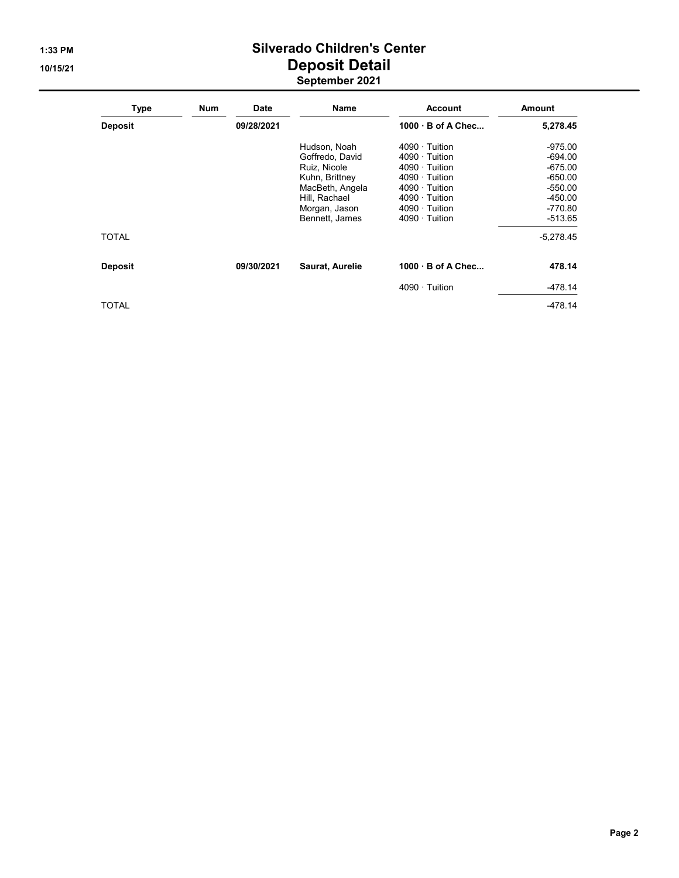# Silverado Children's Center
## Deposit Detail
### September 2021

| Type | Num | Date | Name | Account | Amount |
|---|---|---|---|---|---|
| **Deposit** | | **09/28/2021** | | **1000 · B of A Chec...** | **5,278.45** |
| | | | Hudson, Noah | 4090 · Tuition | -975.00 |
| | | | Goffredo, David | 4090 · Tuition | -694.00 |
| | | | Ruiz, Nicole | 4090 · Tuition | -675.00 |
| | | | Kuhn, Brittney | 4090 · Tuition | -650.00 |
| | | | MacBeth, Angela | 4090 · Tuition | -550.00 |
| | | | Hill, Rachael | 4090 · Tuition | -450.00 |
| | | | Morgan, Jason | 4090 · Tuition | -770.80 |
| | | | Bennett, James | 4090 · Tuition | -513.65 |
| TOTAL | | | | | -5,278.45 |
| **Deposit** | | **09/30/2021** | **Saurat, Aurelie** | **1000 · B of A Chec...** | **478.14** |
| | | | | 4090 · Tuition | -478.14 |
| TOTAL | | | | | -478.14 |